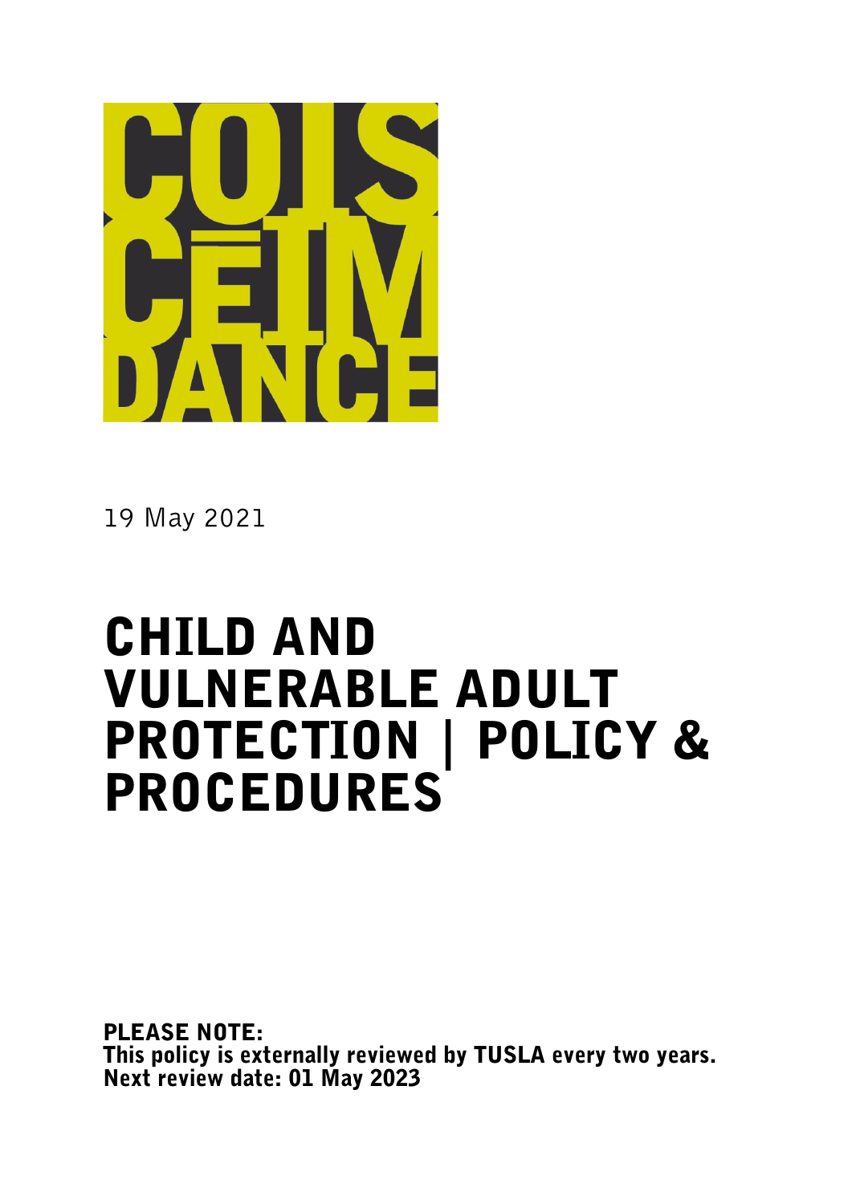COISCÉIM DANCE

19 May 2021

# CHILD AND VULNERABLE ADULT PROTECTION | POLICY & PROCEDURES

**PLEASE NOTE:**
**This policy is externally reviewed by TUSLA every two years.**
**Next review date: 01 May 2023**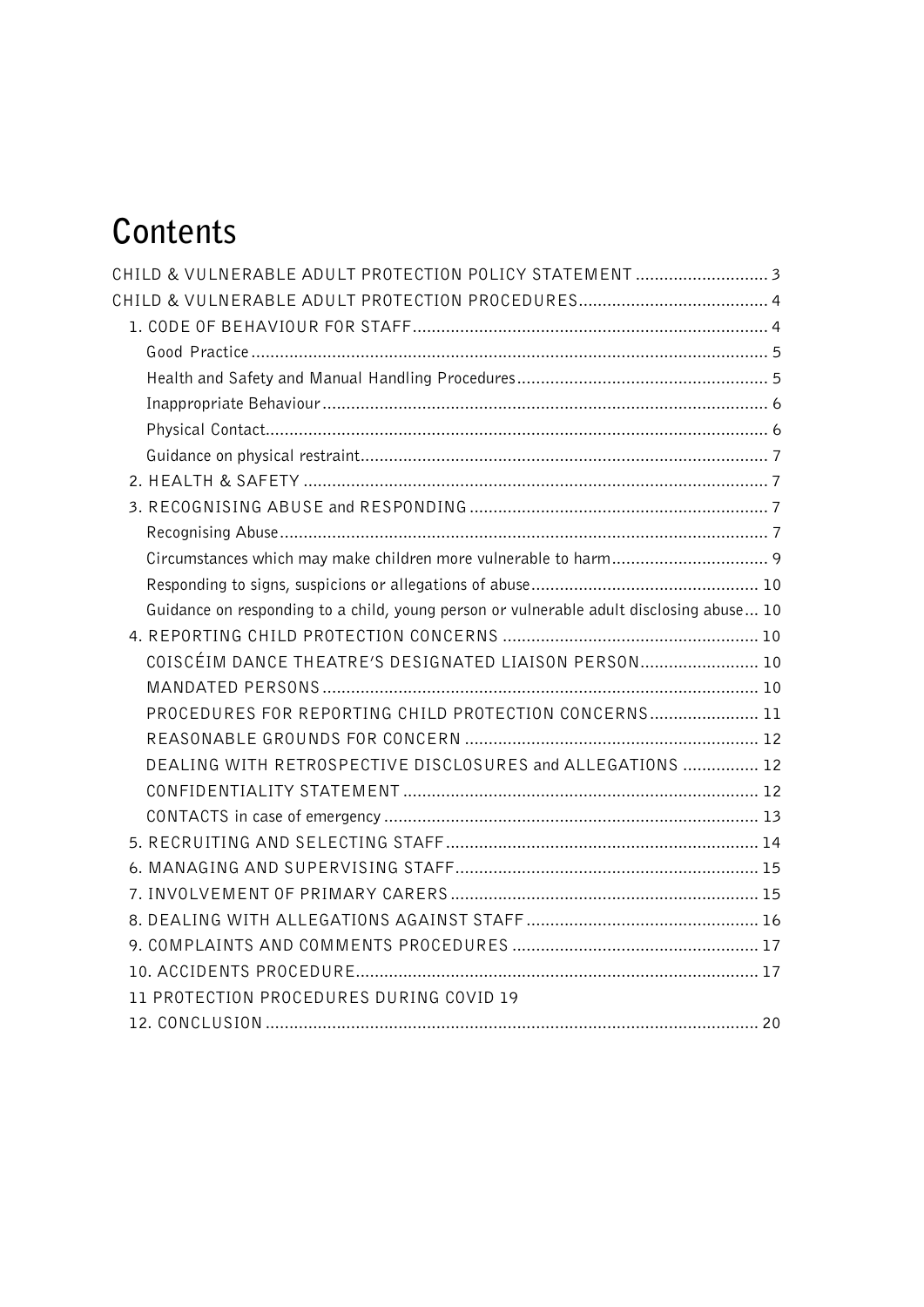# Contents

CHILD & VULNERABLE ADULT PROTECTION POLICY STATEMENT ............................ 3

CHILD & VULNERABLE ADULT PROTECTION PROCEDURES........................................ 4

- 1. CODE OF BEHAVIOUR FOR STAFF........................................................................... 4
  - Good Practice ............................................................................................................ 5
  - Health and Safety and Manual Handling Procedures..................................................... 5
  - Inappropriate Behaviour ............................................................................................. 6
  - Physical Contact......................................................................................................... 6
  - Guidance on physical restraint...................................................................................... 7
- 2. HEALTH & SAFETY ................................................................................................. 7
- 3. RECOGNISING ABUSE and RESPONDING ............................................................... 7
  - Recognising Abuse....................................................................................................... 7
  - Circumstances which may make children more vulnerable to harm................................. 9
  - Responding to signs, suspicions or allegations of abuse................................................ 10
  - Guidance on responding to a child, young person or vulnerable adult disclosing abuse... 10
- 4. REPORTING CHILD PROTECTION CONCERNS ...................................................... 10
  - COISCÉIM DANCE THEATRE'S DESIGNATED LIAISON PERSON......................... 10
  - MANDATED PERSONS ............................................................................................ 10
  - PROCEDURES FOR REPORTING CHILD PROTECTION CONCERNS....................... 11
  - REASONABLE GROUNDS FOR CONCERN .............................................................. 12
  - DEALING WITH RETROSPECTIVE DISCLOSURES and ALLEGATIONS ................ 12
  - CONFIDENTIALITY STATEMENT ........................................................................... 12
  - CONTACTS in case of emergency ............................................................................... 13
- 5. RECRUITING AND SELECTING STAFF .................................................................. 14
- 6. MANAGING AND SUPERVISING STAFF ................................................................ 15
- 7. INVOLVEMENT OF PRIMARY CARERS ................................................................. 15
- 8. DEALING WITH ALLEGATIONS AGAINST STAFF ................................................. 16
- 9. COMPLAINTS AND COMMENTS PROCEDURES .................................................... 17
- 10. ACCIDENTS PROCEDURE..................................................................................... 17
- 11 PROTECTION PROCEDURES DURING COVID 19
- 12. CONCLUSION ........................................................................................................ 20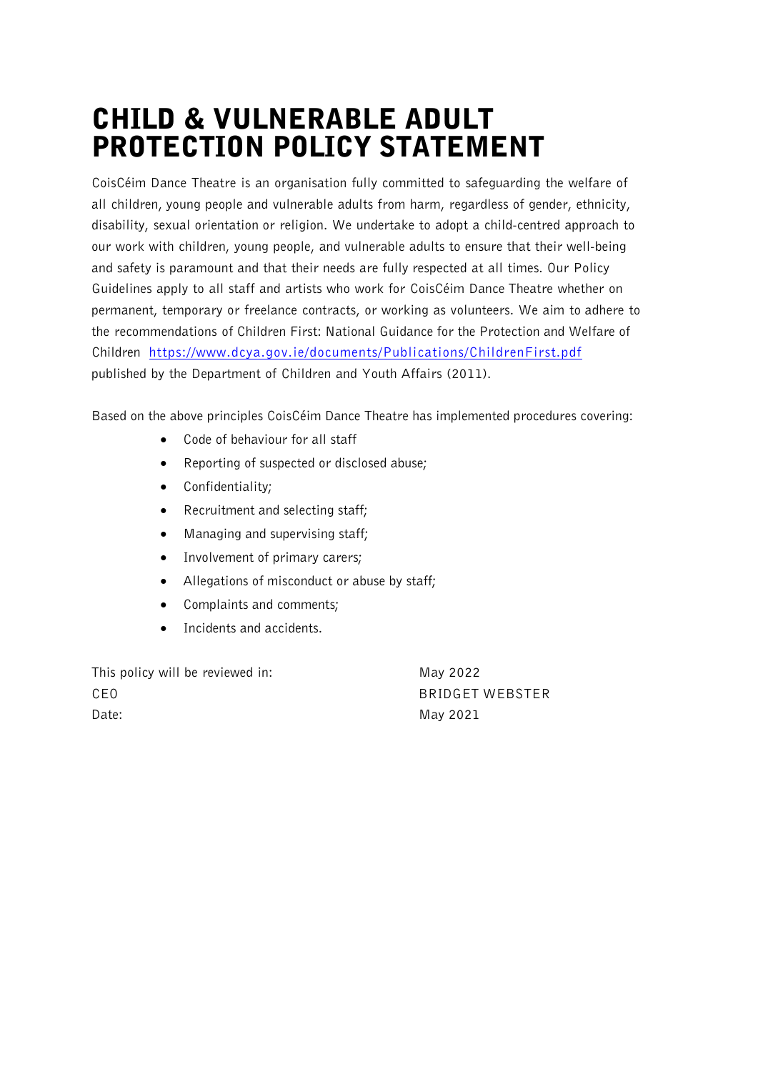# CHILD & VULNERABLE ADULT PROTECTION POLICY STATEMENT

CoisCéim Dance Theatre is an organisation fully committed to safeguarding the welfare of all children, young people and vulnerable adults from harm, regardless of gender, ethnicity, disability, sexual orientation or religion. We undertake to adopt a child-centred approach to our work with children, young people, and vulnerable adults to ensure that their well-being and safety is paramount and that their needs are fully respected at all times. Our Policy Guidelines apply to all staff and artists who work for CoisCéim Dance Theatre whether on permanent, temporary or freelance contracts, or working as volunteers. We aim to adhere to the recommendations of Children First: National Guidance for the Protection and Welfare of Children https://www.dcya.gov.ie/documents/Publications/ChildrenFirst.pdf published by the Department of Children and Youth Affairs (2011).

Based on the above principles CoisCéim Dance Theatre has implemented procedures covering:

- Code of behaviour for all staff
- Reporting of suspected or disclosed abuse;
- Confidentiality;
- Recruitment and selecting staff;
- Managing and supervising staff;
- Involvement of primary carers;
- Allegations of misconduct or abuse by staff;
- Complaints and comments;
- Incidents and accidents.

| | |
|---|---|
| This policy will be reviewed in: | May 2022 |
| CEO | BRIDGET WEBSTER |
| Date: | May 2021 |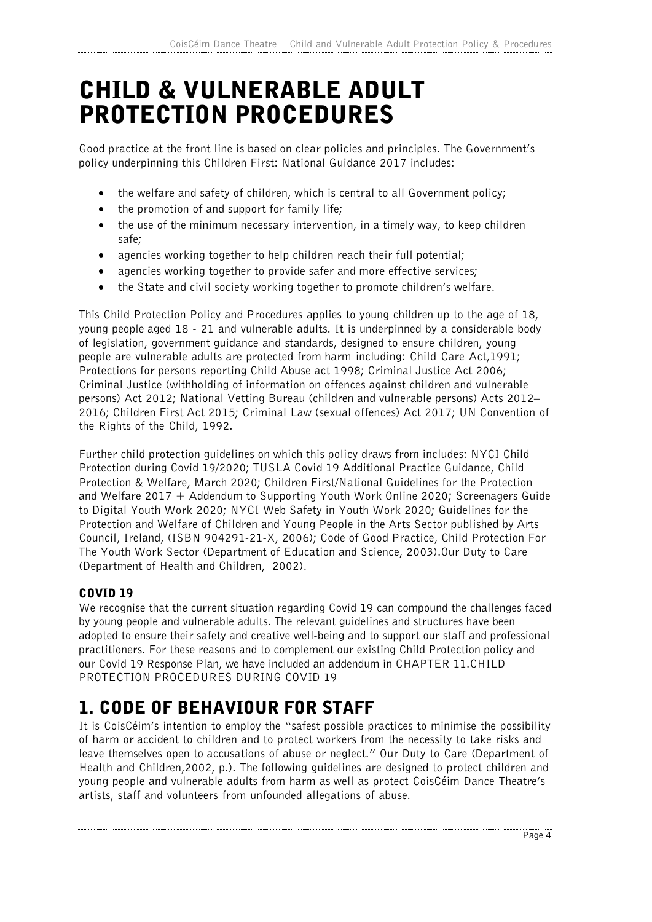# CHILD & VULNERABLE ADULT PROTECTION PROCEDURES

Good practice at the front line is based on clear policies and principles. The Government's policy underpinning this Children First: National Guidance 2017 includes:

- the welfare and safety of children, which is central to all Government policy;
- the promotion of and support for family life;
- the use of the minimum necessary intervention, in a timely way, to keep children safe;
- agencies working together to help children reach their full potential;
- agencies working together to provide safer and more effective services;
- the State and civil society working together to promote children's welfare.

This Child Protection Policy and Procedures applies to young children up to the age of 18, young people aged 18 - 21 and vulnerable adults. It is underpinned by a considerable body of legislation, government guidance and standards, designed to ensure children, young people are vulnerable adults are protected from harm including: Child Care Act,1991; Protections for persons reporting Child Abuse act 1998; Criminal Justice Act 2006; Criminal Justice (withholding of information on offences against children and vulnerable persons) Act 2012; National Vetting Bureau (children and vulnerable persons) Acts 2012–2016; Children First Act 2015; Criminal Law (sexual offences) Act 2017; UN Convention of the Rights of the Child, 1992.

Further child protection guidelines on which this policy draws from includes: NYCI Child Protection during Covid 19/2020; TUSLA Covid 19 Additional Practice Guidance, Child Protection & Welfare, March 2020; Children First/National Guidelines for the Protection and Welfare 2017 + Addendum to Supporting Youth Work Online 2020; Screenagers Guide to Digital Youth Work 2020; NYCI Web Safety in Youth Work 2020; Guidelines for the Protection and Welfare of Children and Young People in the Arts Sector published by Arts Council, Ireland, (ISBN 904291-21-X, 2006); Code of Good Practice, Child Protection For The Youth Work Sector (Department of Education and Science, 2003).Our Duty to Care (Department of Health and Children, 2002).

### COVID 19

We recognise that the current situation regarding Covid 19 can compound the challenges faced by young people and vulnerable adults. The relevant guidelines and structures have been adopted to ensure their safety and creative well-being and to support our staff and professional practitioners. For these reasons and to complement our existing Child Protection policy and our Covid 19 Response Plan, we have included an addendum in CHAPTER 11.CHILD PROTECTION PROCEDURES DURING COVID 19

## 1. CODE OF BEHAVIOUR FOR STAFF

It is CoisCéim's intention to employ the "safest possible practices to minimise the possibility of harm or accident to children and to protect workers from the necessity to take risks and leave themselves open to accusations of abuse or neglect." Our Duty to Care (Department of Health and Children,2002, p.). The following guidelines are designed to protect children and young people and vulnerable adults from harm as well as protect CoisCéim Dance Theatre's artists, staff and volunteers from unfounded allegations of abuse.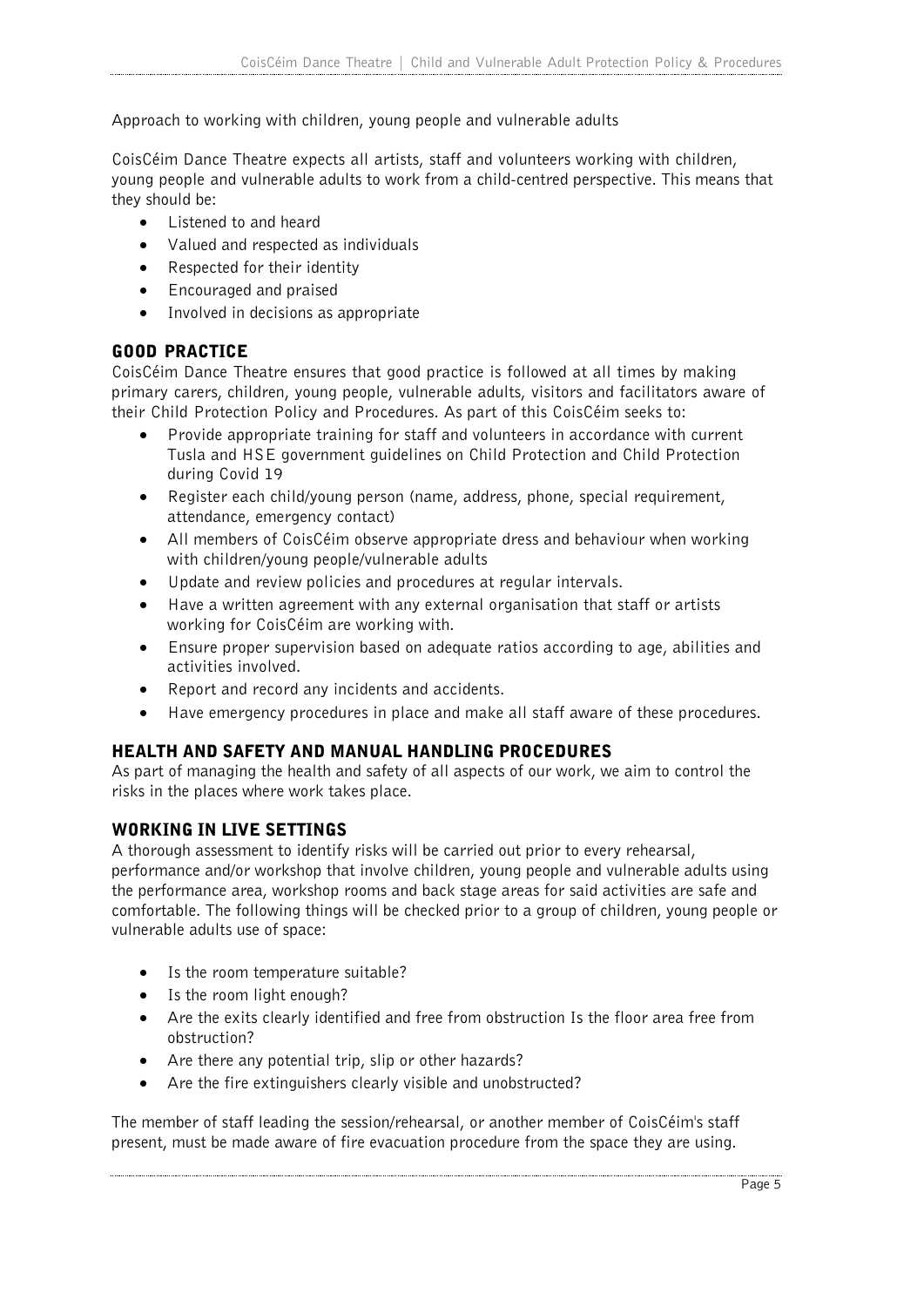Approach to working with children, young people and vulnerable adults

CoisCéim Dance Theatre expects all artists, staff and volunteers working with children, young people and vulnerable adults to work from a child-centred perspective. This means that they should be:

- Listened to and heard
- Valued and respected as individuals
- Respected for their identity
- Encouraged and praised
- Involved in decisions as appropriate

## GOOD PRACTICE

CoisCéim Dance Theatre ensures that good practice is followed at all times by making primary carers, children, young people, vulnerable adults, visitors and facilitators aware of their Child Protection Policy and Procedures. As part of this CoisCéim seeks to:

- Provide appropriate training for staff and volunteers in accordance with current Tusla and HSE government guidelines on Child Protection and Child Protection during Covid 19
- Register each child/young person (name, address, phone, special requirement, attendance, emergency contact)
- All members of CoisCéim observe appropriate dress and behaviour when working with children/young people/vulnerable adults
- Update and review policies and procedures at regular intervals.
- Have a written agreement with any external organisation that staff or artists working for CoisCéim are working with.
- Ensure proper supervision based on adequate ratios according to age, abilities and activities involved.
- Report and record any incidents and accidents.
- Have emergency procedures in place and make all staff aware of these procedures.

## HEALTH AND SAFETY AND MANUAL HANDLING PROCEDURES

As part of managing the health and safety of all aspects of our work, we aim to control the risks in the places where work takes place.

## WORKING IN LIVE SETTINGS

A thorough assessment to identify risks will be carried out prior to every rehearsal, performance and/or workshop that involve children, young people and vulnerable adults using the performance area, workshop rooms and back stage areas for said activities are safe and comfortable. The following things will be checked prior to a group of children, young people or vulnerable adults use of space:

- Is the room temperature suitable?
- Is the room light enough?
- Are the exits clearly identified and free from obstruction Is the floor area free from obstruction?
- Are there any potential trip, slip or other hazards?
- Are the fire extinguishers clearly visible and unobstructed?

The member of staff leading the session/rehearsal, or another member of CoisCéim's staff present, must be made aware of fire evacuation procedure from the space they are using.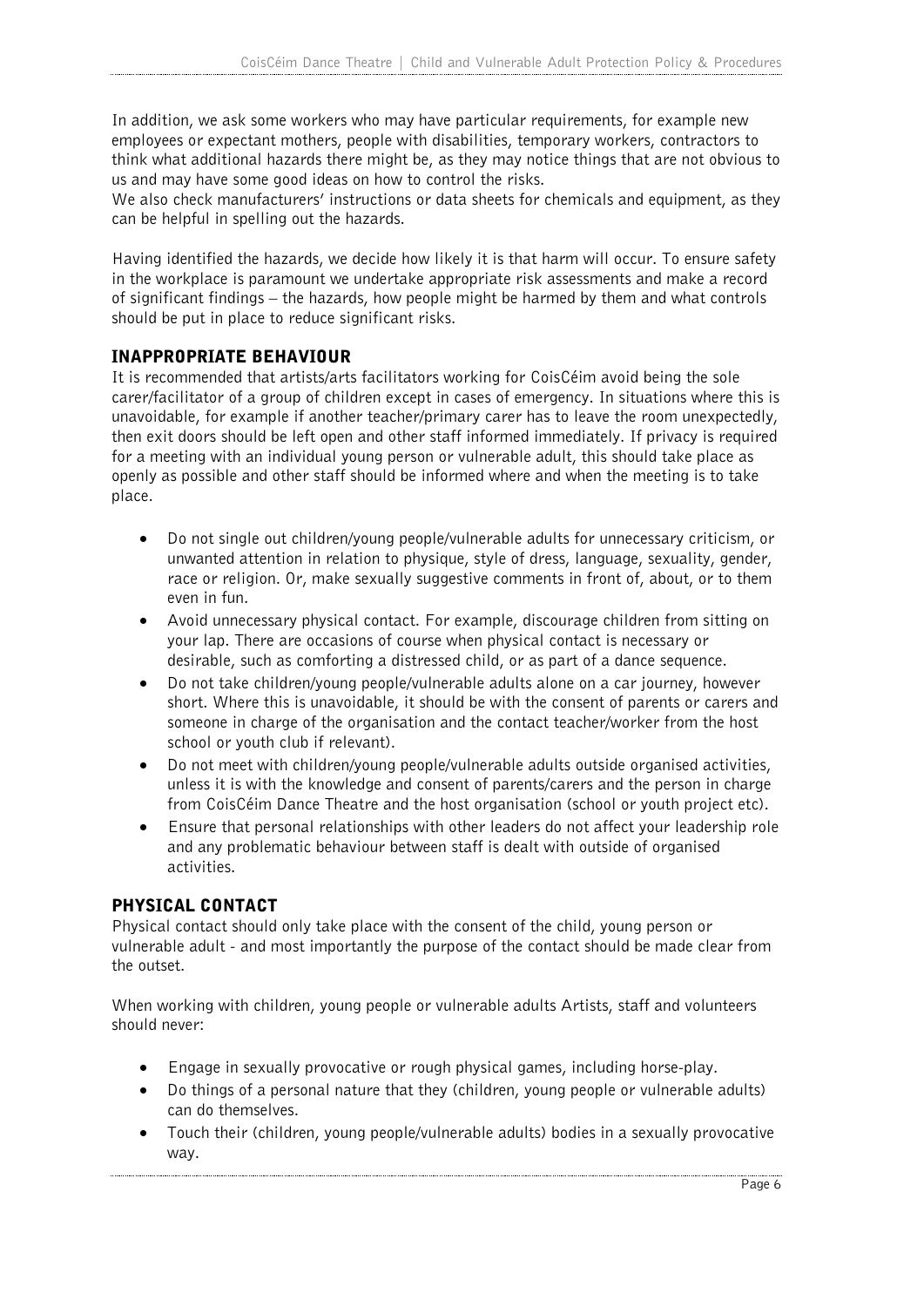In addition, we ask some workers who may have particular requirements, for example new employees or expectant mothers, people with disabilities, temporary workers, contractors to think what additional hazards there might be, as they may notice things that are not obvious to us and may have some good ideas on how to control the risks.
We also check manufacturers' instructions or data sheets for chemicals and equipment, as they can be helpful in spelling out the hazards.

Having identified the hazards, we decide how likely it is that harm will occur. To ensure safety in the workplace is paramount we undertake appropriate risk assessments and make a record of significant findings – the hazards, how people might be harmed by them and what controls should be put in place to reduce significant risks.

## INAPPROPRIATE BEHAVIOUR

It is recommended that artists/arts facilitators working for CoisCéim avoid being the sole carer/facilitator of a group of children except in cases of emergency. In situations where this is unavoidable, for example if another teacher/primary carer has to leave the room unexpectedly, then exit doors should be left open and other staff informed immediately. If privacy is required for a meeting with an individual young person or vulnerable adult, this should take place as openly as possible and other staff should be informed where and when the meeting is to take place.

- Do not single out children/young people/vulnerable adults for unnecessary criticism, or unwanted attention in relation to physique, style of dress, language, sexuality, gender, race or religion. Or, make sexually suggestive comments in front of, about, or to them even in fun.
- Avoid unnecessary physical contact. For example, discourage children from sitting on your lap. There are occasions of course when physical contact is necessary or desirable, such as comforting a distressed child, or as part of a dance sequence.
- Do not take children/young people/vulnerable adults alone on a car journey, however short. Where this is unavoidable, it should be with the consent of parents or carers and someone in charge of the organisation and the contact teacher/worker from the host school or youth club if relevant).
- Do not meet with children/young people/vulnerable adults outside organised activities, unless it is with the knowledge and consent of parents/carers and the person in charge from CoisCéim Dance Theatre and the host organisation (school or youth project etc).
- Ensure that personal relationships with other leaders do not affect your leadership role and any problematic behaviour between staff is dealt with outside of organised activities.

## PHYSICAL CONTACT

Physical contact should only take place with the consent of the child, young person or vulnerable adult - and most importantly the purpose of the contact should be made clear from the outset.

When working with children, young people or vulnerable adults Artists, staff and volunteers should never:

- Engage in sexually provocative or rough physical games, including horse-play.
- Do things of a personal nature that they (children, young people or vulnerable adults) can do themselves.
- Touch their (children, young people/vulnerable adults) bodies in a sexually provocative way.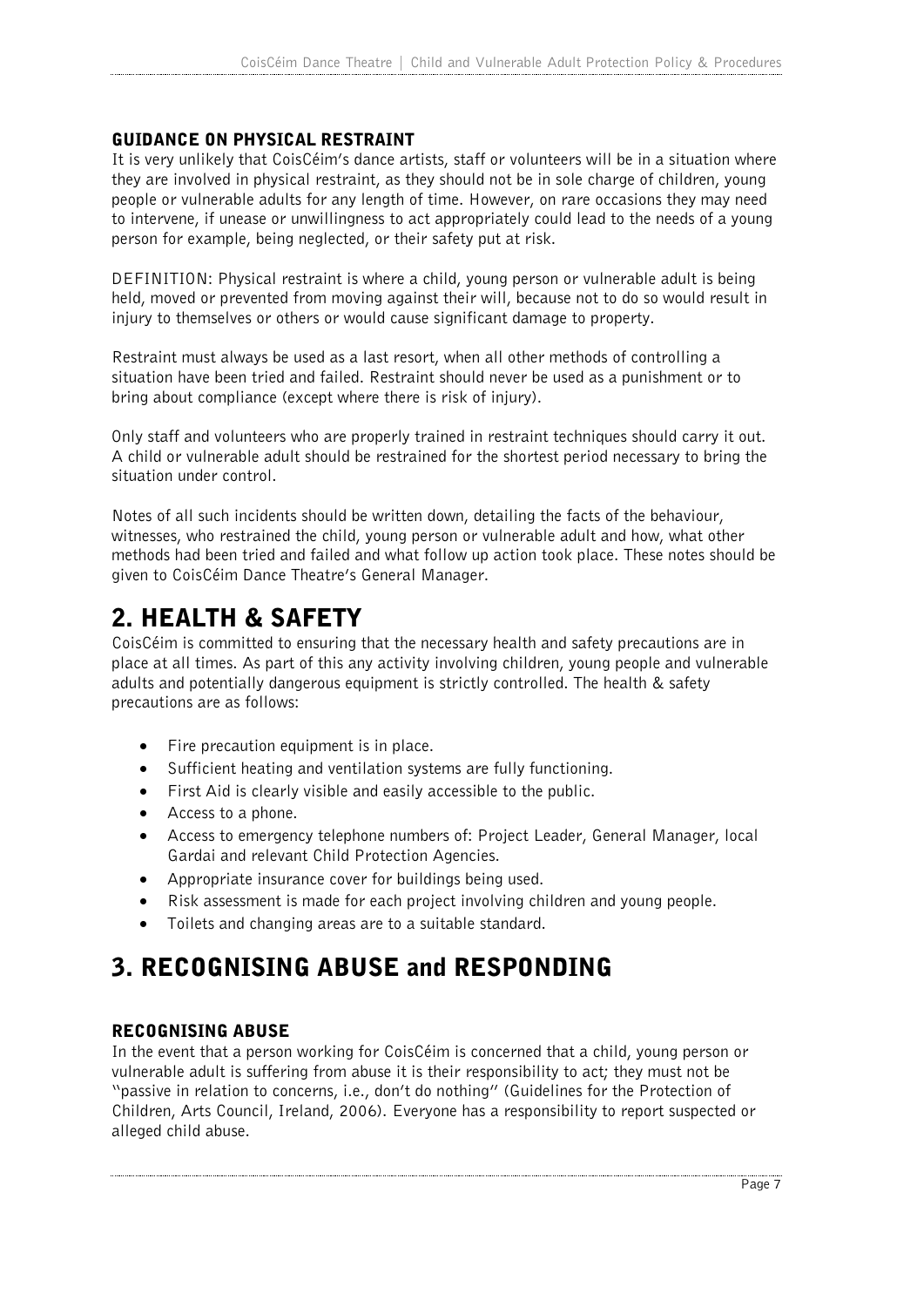### GUIDANCE ON PHYSICAL RESTRAINT

It is very unlikely that CoisCéim's dance artists, staff or volunteers will be in a situation where they are involved in physical restraint, as they should not be in sole charge of children, young people or vulnerable adults for any length of time. However, on rare occasions they may need to intervene, if unease or unwillingness to act appropriately could lead to the needs of a young person for example, being neglected, or their safety put at risk.

DEFINITION: Physical restraint is where a child, young person or vulnerable adult is being held, moved or prevented from moving against their will, because not to do so would result in injury to themselves or others or would cause significant damage to property.

Restraint must always be used as a last resort, when all other methods of controlling a situation have been tried and failed. Restraint should never be used as a punishment or to bring about compliance (except where there is risk of injury).

Only staff and volunteers who are properly trained in restraint techniques should carry it out. A child or vulnerable adult should be restrained for the shortest period necessary to bring the situation under control.

Notes of all such incidents should be written down, detailing the facts of the behaviour, witnesses, who restrained the child, young person or vulnerable adult and how, what other methods had been tried and failed and what follow up action took place. These notes should be given to CoisCéim Dance Theatre's General Manager.

# 2. HEALTH & SAFETY

CoisCéim is committed to ensuring that the necessary health and safety precautions are in place at all times. As part of this any activity involving children, young people and vulnerable adults and potentially dangerous equipment is strictly controlled. The health & safety precautions are as follows:

- Fire precaution equipment is in place.
- Sufficient heating and ventilation systems are fully functioning.
- First Aid is clearly visible and easily accessible to the public.
- Access to a phone.
- Access to emergency telephone numbers of: Project Leader, General Manager, local Gardai and relevant Child Protection Agencies.
- Appropriate insurance cover for buildings being used.
- Risk assessment is made for each project involving children and young people.
- Toilets and changing areas are to a suitable standard.

# 3. RECOGNISING ABUSE and RESPONDING

### RECOGNISING ABUSE

In the event that a person working for CoisCéim is concerned that a child, young person or vulnerable adult is suffering from abuse it is their responsibility to act; they must not be "passive in relation to concerns, i.e., don't do nothing" (Guidelines for the Protection of Children, Arts Council, Ireland, 2006). Everyone has a responsibility to report suspected or alleged child abuse.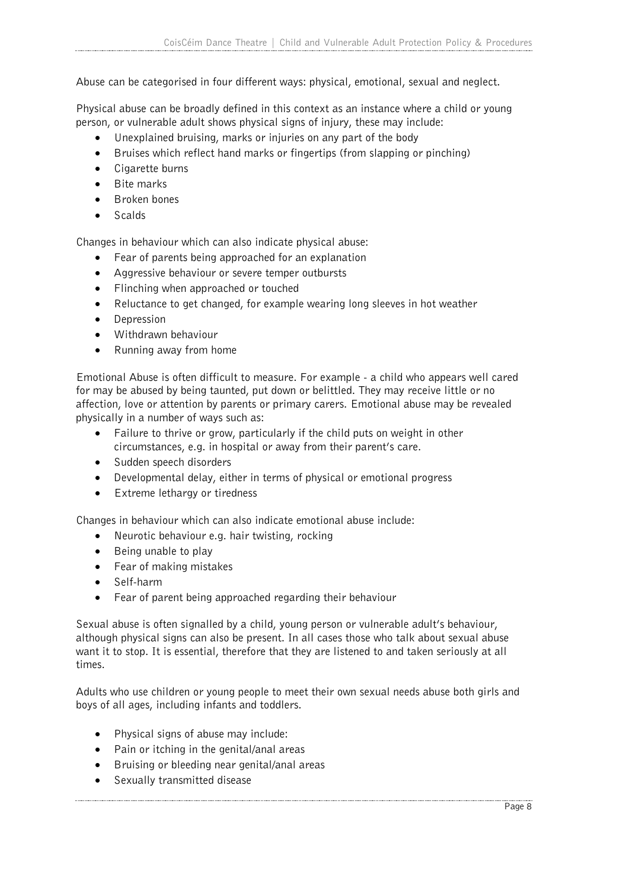Abuse can be categorised in four different ways: physical, emotional, sexual and neglect.

Physical abuse can be broadly defined in this context as an instance where a child or young person, or vulnerable adult shows physical signs of injury, these may include:

- Unexplained bruising, marks or injuries on any part of the body
- Bruises which reflect hand marks or fingertips (from slapping or pinching)
- Cigarette burns
- Bite marks
- Broken bones
- Scalds

Changes in behaviour which can also indicate physical abuse:

- Fear of parents being approached for an explanation
- Aggressive behaviour or severe temper outbursts
- Flinching when approached or touched
- Reluctance to get changed, for example wearing long sleeves in hot weather
- Depression
- Withdrawn behaviour
- Running away from home

Emotional Abuse is often difficult to measure. For example - a child who appears well cared for may be abused by being taunted, put down or belittled. They may receive little or no affection, love or attention by parents or primary carers. Emotional abuse may be revealed physically in a number of ways such as:

- Failure to thrive or grow, particularly if the child puts on weight in other circumstances, e.g. in hospital or away from their parent's care.
- Sudden speech disorders
- Developmental delay, either in terms of physical or emotional progress
- Extreme lethargy or tiredness

Changes in behaviour which can also indicate emotional abuse include:

- Neurotic behaviour e.g. hair twisting, rocking
- Being unable to play
- Fear of making mistakes
- Self-harm
- Fear of parent being approached regarding their behaviour

Sexual abuse is often signalled by a child, young person or vulnerable adult's behaviour, although physical signs can also be present. In all cases those who talk about sexual abuse want it to stop. It is essential, therefore that they are listened to and taken seriously at all times.

Adults who use children or young people to meet their own sexual needs abuse both girls and boys of all ages, including infants and toddlers.

- Physical signs of abuse may include:
- Pain or itching in the genital/anal areas
- Bruising or bleeding near genital/anal areas
- Sexually transmitted disease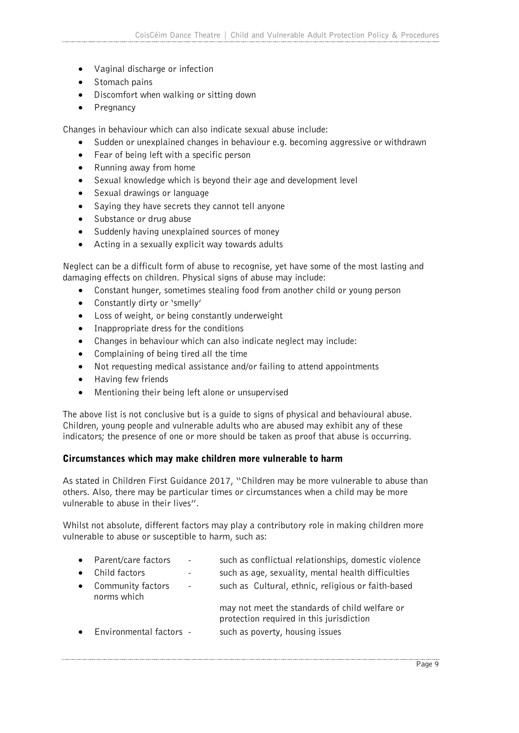- Vaginal discharge or infection
- Stomach pains
- Discomfort when walking or sitting down
- Pregnancy

Changes in behaviour which can also indicate sexual abuse include:

- Sudden or unexplained changes in behaviour e.g. becoming aggressive or withdrawn
- Fear of being left with a specific person
- Running away from home
- Sexual knowledge which is beyond their age and development level
- Sexual drawings or language
- Saying they have secrets they cannot tell anyone
- Substance or drug abuse
- Suddenly having unexplained sources of money
- Acting in a sexually explicit way towards adults

Neglect can be a difficult form of abuse to recognise, yet have some of the most lasting and damaging effects on children. Physical signs of abuse may include:

- Constant hunger, sometimes stealing food from another child or young person
- Constantly dirty or 'smelly'
- Loss of weight, or being constantly underweight
- Inappropriate dress for the conditions
- Changes in behaviour which can also indicate neglect may include:
- Complaining of being tired all the time
- Not requesting medical assistance and/or failing to attend appointments
- Having few friends
- Mentioning their being left alone or unsupervised

The above list is not conclusive but is a guide to signs of physical and behavioural abuse. Children, young people and vulnerable adults who are abused may exhibit any of these indicators; the presence of one or more should be taken as proof that abuse is occurring.

## Circumstances which may make children more vulnerable to harm

As stated in Children First Guidance 2017, "Children may be more vulnerable to abuse than others. Also, there may be particular times or circumstances when a child may be more vulnerable to abuse in their lives".

Whilst not absolute, different factors may play a contributory role in making children more vulnerable to abuse or susceptible to harm, such as:

- Parent/care factors - such as conflictual relationships, domestic violence
- Child factors - such as age, sexuality, mental health difficulties
- Community factors - such as Cultural, ethnic, religious or faith-based norms which may not meet the standards of child welfare or protection required in this jurisdiction
- Environmental factors - such as poverty, housing issues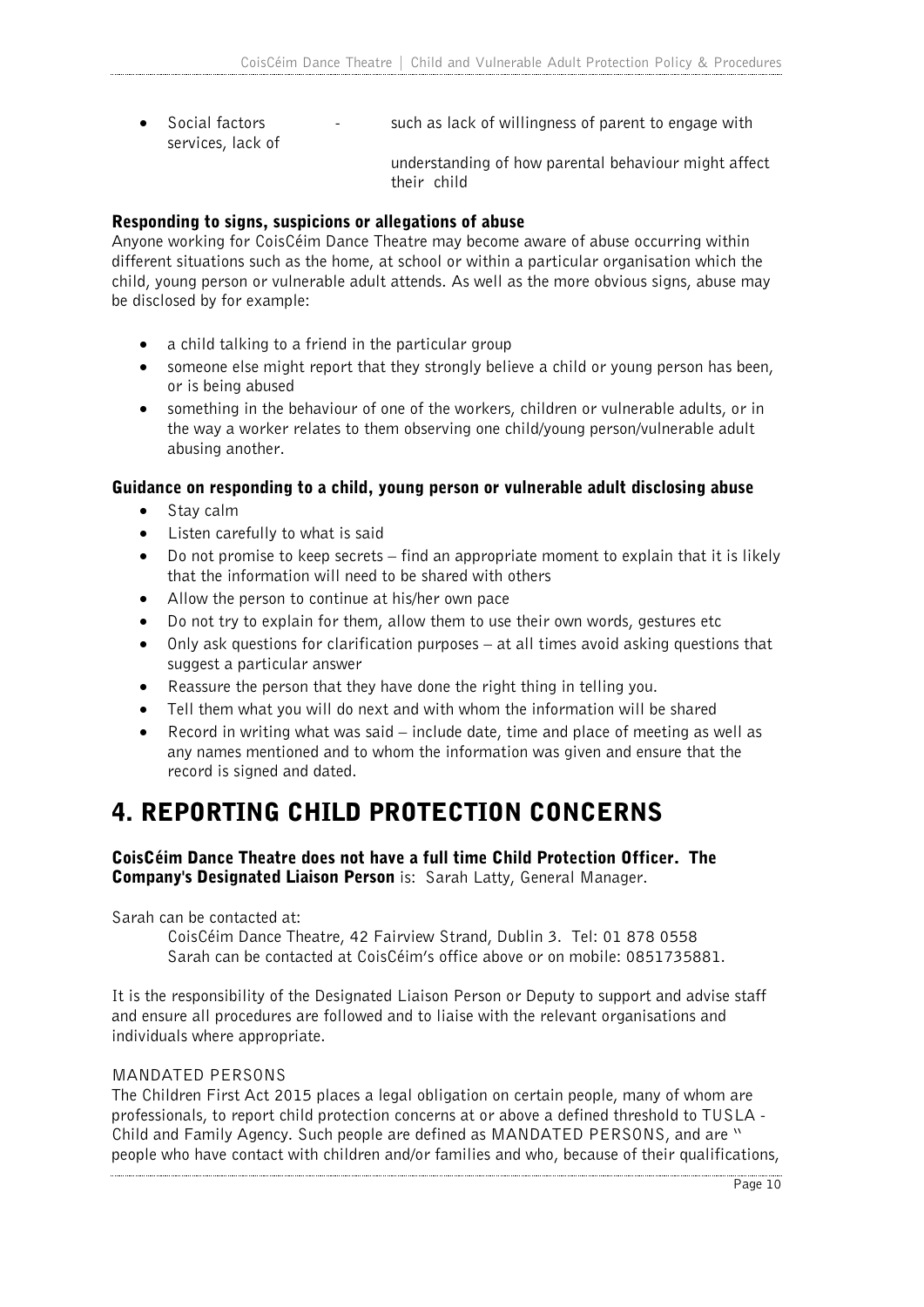- Social factors - such as lack of willingness of parent to engage with services, lack of understanding of how parental behaviour might affect their child

### Responding to signs, suspicions or allegations of abuse

Anyone working for CoisCéim Dance Theatre may become aware of abuse occurring within different situations such as the home, at school or within a particular organisation which the child, young person or vulnerable adult attends. As well as the more obvious signs, abuse may be disclosed by for example:

- a child talking to a friend in the particular group
- someone else might report that they strongly believe a child or young person has been, or is being abused
- something in the behaviour of one of the workers, children or vulnerable adults, or in the way a worker relates to them observing one child/young person/vulnerable adult abusing another.

### Guidance on responding to a child, young person or vulnerable adult disclosing abuse

- Stay calm
- Listen carefully to what is said
- Do not promise to keep secrets – find an appropriate moment to explain that it is likely that the information will need to be shared with others
- Allow the person to continue at his/her own pace
- Do not try to explain for them, allow them to use their own words, gestures etc
- Only ask questions for clarification purposes – at all times avoid asking questions that suggest a particular answer
- Reassure the person that they have done the right thing in telling you.
- Tell them what you will do next and with whom the information will be shared
- Record in writing what was said – include date, time and place of meeting as well as any names mentioned and to whom the information was given and ensure that the record is signed and dated.

# 4. REPORTING CHILD PROTECTION CONCERNS

**CoisCéim Dance Theatre does not have a full time Child Protection Officer. The Company's Designated Liaison Person** is: Sarah Latty, General Manager.

Sarah can be contacted at:

CoisCéim Dance Theatre, 42 Fairview Strand, Dublin 3. Tel: 01 878 0558
Sarah can be contacted at CoisCéim's office above or on mobile: 0851735881.

It is the responsibility of the Designated Liaison Person or Deputy to support and advise staff and ensure all procedures are followed and to liaise with the relevant organisations and individuals where appropriate.

MANDATED PERSONS

The Children First Act 2015 places a legal obligation on certain people, many of whom are professionals, to report child protection concerns at or above a defined threshold to TUSLA - Child and Family Agency. Such people are defined as MANDATED PERSONS, and are " people who have contact with children and/or families and who, because of their qualifications,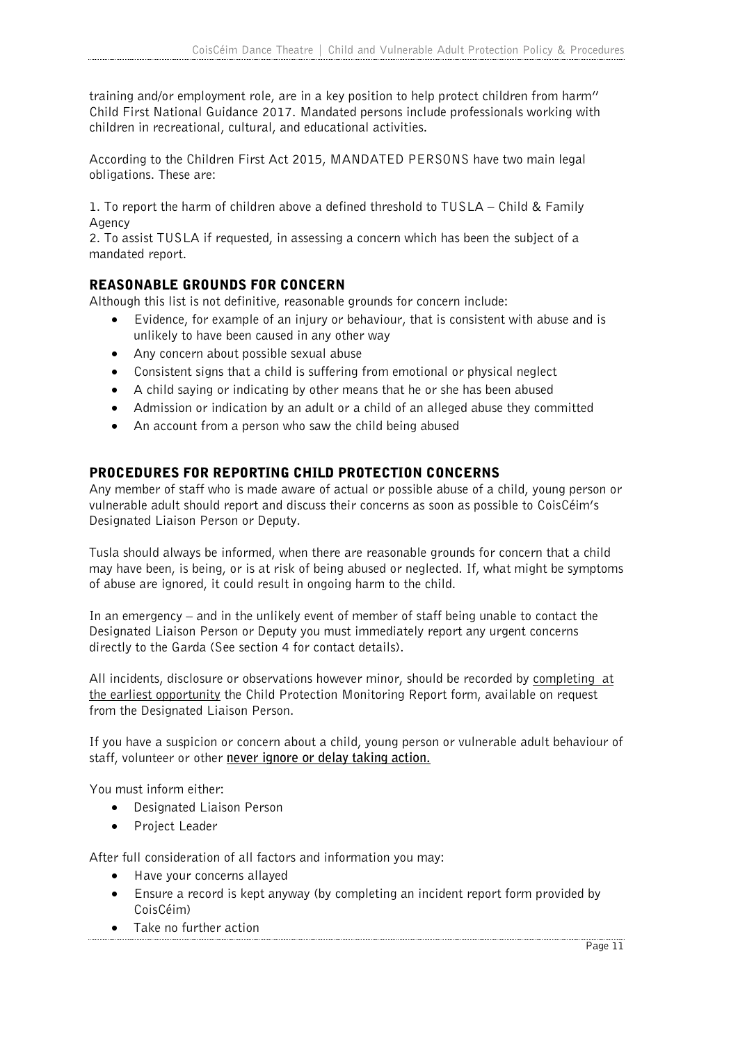training and/or employment role, are in a key position to help protect children from harm'' Child First National Guidance 2017. Mandated persons include professionals working with children in recreational, cultural, and educational activities.

According to the Children First Act 2015, MANDATED PERSONS have two main legal obligations. These are:

1. To report the harm of children above a defined threshold to TUSLA – Child & Family Agency
2. To assist TUSLA if requested, in assessing a concern which has been the subject of a mandated report.

## REASONABLE GROUNDS FOR CONCERN

Although this list is not definitive, reasonable grounds for concern include:

- Evidence, for example of an injury or behaviour, that is consistent with abuse and is unlikely to have been caused in any other way
- Any concern about possible sexual abuse
- Consistent signs that a child is suffering from emotional or physical neglect
- A child saying or indicating by other means that he or she has been abused
- Admission or indication by an adult or a child of an alleged abuse they committed
- An account from a person who saw the child being abused

## PROCEDURES FOR REPORTING CHILD PROTECTION CONCERNS

Any member of staff who is made aware of actual or possible abuse of a child, young person or vulnerable adult should report and discuss their concerns as soon as possible to CoisCéim's Designated Liaison Person or Deputy.

Tusla should always be informed, when there are reasonable grounds for concern that a child may have been, is being, or is at risk of being abused or neglected. If, what might be symptoms of abuse are ignored, it could result in ongoing harm to the child.

In an emergency – and in the unlikely event of member of staff being unable to contact the Designated Liaison Person or Deputy you must immediately report any urgent concerns directly to the Garda (See section 4 for contact details).

All incidents, disclosure or observations however minor, should be recorded by completing at the earliest opportunity the Child Protection Monitoring Report form, available on request from the Designated Liaison Person.

If you have a suspicion or concern about a child, young person or vulnerable adult behaviour of staff, volunteer or other **never ignore or delay taking action.**

You must inform either:

- Designated Liaison Person
- Project Leader

After full consideration of all factors and information you may:

- Have your concerns allayed
- Ensure a record is kept anyway (by completing an incident report form provided by CoisCéim)
- Take no further action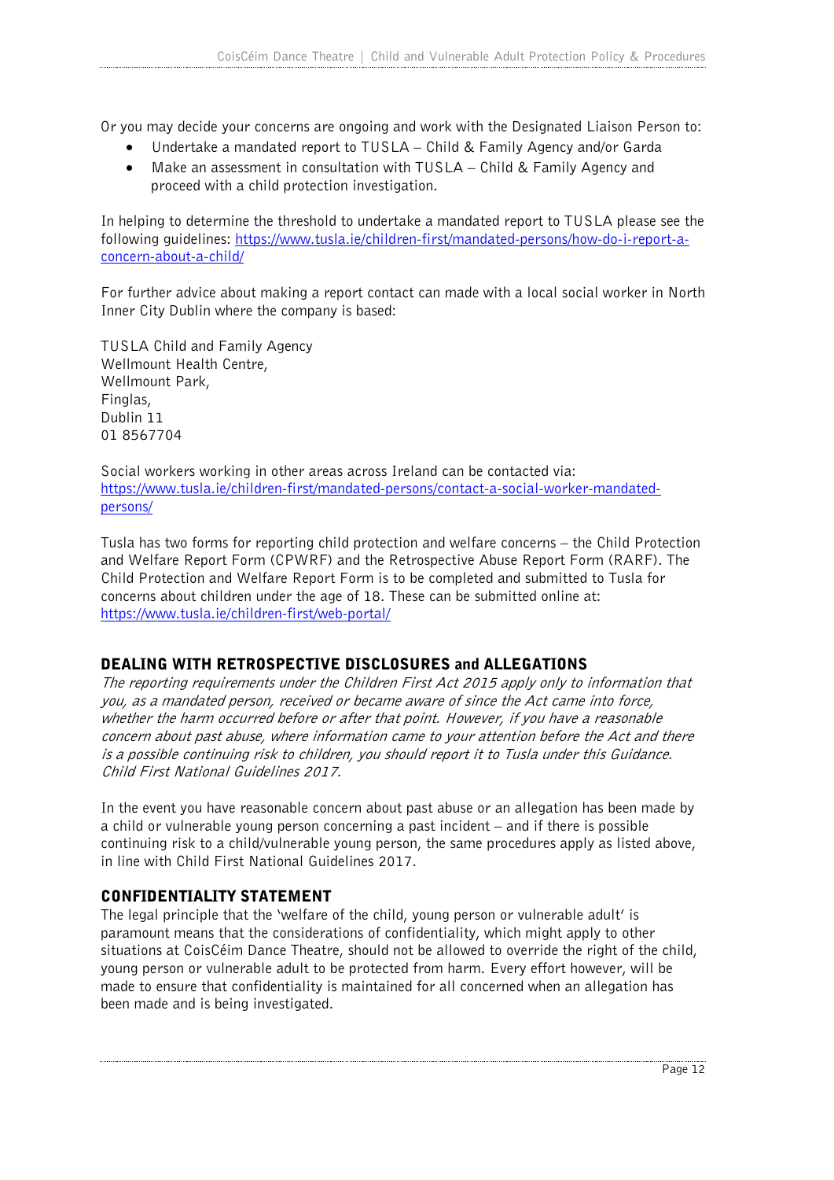Or you may decide your concerns are ongoing and work with the Designated Liaison Person to:

- Undertake a mandated report to TUSLA – Child & Family Agency and/or Garda
- Make an assessment in consultation with TUSLA – Child & Family Agency and proceed with a child protection investigation.

In helping to determine the threshold to undertake a mandated report to TUSLA please see the following guidelines: [https://www.tusla.ie/children-first/mandated-persons/how-do-i-report-a-concern-about-a-child/](https://www.tusla.ie/children-first/mandated-persons/how-do-i-report-a-concern-about-a-child/)

For further advice about making a report contact can made with a local social worker in North Inner City Dublin where the company is based:

TUSLA Child and Family Agency
Wellmount Health Centre,
Wellmount Park,
Finglas,
Dublin 11
01 8567704

Social workers working in other areas across Ireland can be contacted via: [https://www.tusla.ie/children-first/mandated-persons/contact-a-social-worker-mandated-persons/](https://www.tusla.ie/children-first/mandated-persons/contact-a-social-worker-mandated-persons/)

Tusla has two forms for reporting child protection and welfare concerns – the Child Protection and Welfare Report Form (CPWRF) and the Retrospective Abuse Report Form (RARF). The Child Protection and Welfare Report Form is to be completed and submitted to Tusla for concerns about children under the age of 18. These can be submitted online at: [https://www.tusla.ie/children-first/web-portal/](https://www.tusla.ie/children-first/web-portal/)

## DEALING WITH RETROSPECTIVE DISCLOSURES and ALLEGATIONS

*The reporting requirements under the Children First Act 2015 apply only to information that you, as a mandated person, received or became aware of since the Act came into force, whether the harm occurred before or after that point. However, if you have a reasonable concern about past abuse, where information came to your attention before the Act and there is a possible continuing risk to children, you should report it to Tusla under this Guidance. Child First National Guidelines 2017.*

In the event you have reasonable concern about past abuse or an allegation has been made by a child or vulnerable young person concerning a past incident – and if there is possible continuing risk to a child/vulnerable young person, the same procedures apply as listed above, in line with Child First National Guidelines 2017.

## CONFIDENTIALITY STATEMENT

The legal principle that the 'welfare of the child, young person or vulnerable adult' is paramount means that the considerations of confidentiality, which might apply to other situations at CoisCéim Dance Theatre, should not be allowed to override the right of the child, young person or vulnerable adult to be protected from harm. Every effort however, will be made to ensure that confidentiality is maintained for all concerned when an allegation has been made and is being investigated.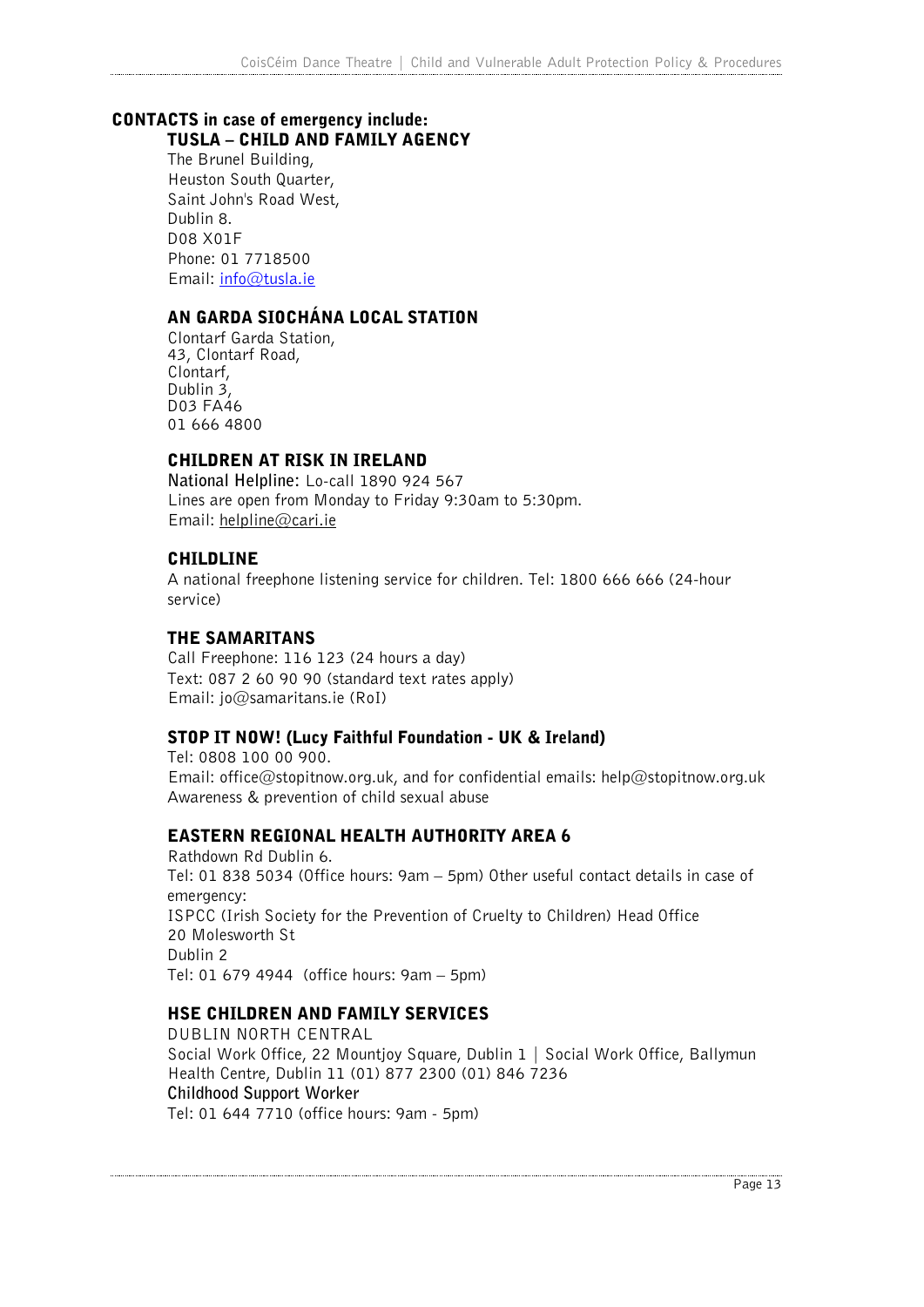## CONTACTS in case of emergency include:

### TUSLA – CHILD AND FAMILY AGENCY

The Brunel Building,
Heuston South Quarter,
Saint John's Road West,
Dublin 8.
D08 X01F
Phone: 01 7718500
Email: info@tusla.ie

### AN GARDA SIOCHÁNA LOCAL STATION

Clontarf Garda Station,
43, Clontarf Road,
Clontarf,
Dublin 3,
D03 FA46
01 666 4800

### CHILDREN AT RISK IN IRELAND

**National Helpline:** Lo-call 1890 924 567
Lines are open from Monday to Friday 9:30am to 5:30pm.
Email: helpline@cari.ie

### CHILDLINE

A national freephone listening service for children. Tel: 1800 666 666 (24-hour service)

### THE SAMARITANS

Call Freephone: 116 123 (24 hours a day)
Text: 087 2 60 90 90 (standard text rates apply)
Email: jo@samaritans.ie (RoI)

### STOP IT NOW! (Lucy Faithful Foundation - UK & Ireland)

Tel: 0808 100 00 900.
Email: office@stopitnow.org.uk, and for confidential emails: help@stopitnow.org.uk
Awareness & prevention of child sexual abuse

### EASTERN REGIONAL HEALTH AUTHORITY AREA 6

Rathdown Rd Dublin 6.
Tel: 01 838 5034 (Office hours: 9am – 5pm) Other useful contact details in case of emergency:
ISPCC (Irish Society for the Prevention of Cruelty to Children) Head Office
20 Molesworth St
Dublin 2
Tel: 01 679 4944 (office hours: 9am – 5pm)

### HSE CHILDREN AND FAMILY SERVICES

DUBLIN NORTH CENTRAL
Social Work Office, 22 Mountjoy Square, Dublin 1 | Social Work Office, Ballymun Health Centre, Dublin 11 (01) 877 2300 (01) 846 7236
**Childhood Support Worker**
Tel: 01 644 7710 (office hours: 9am - 5pm)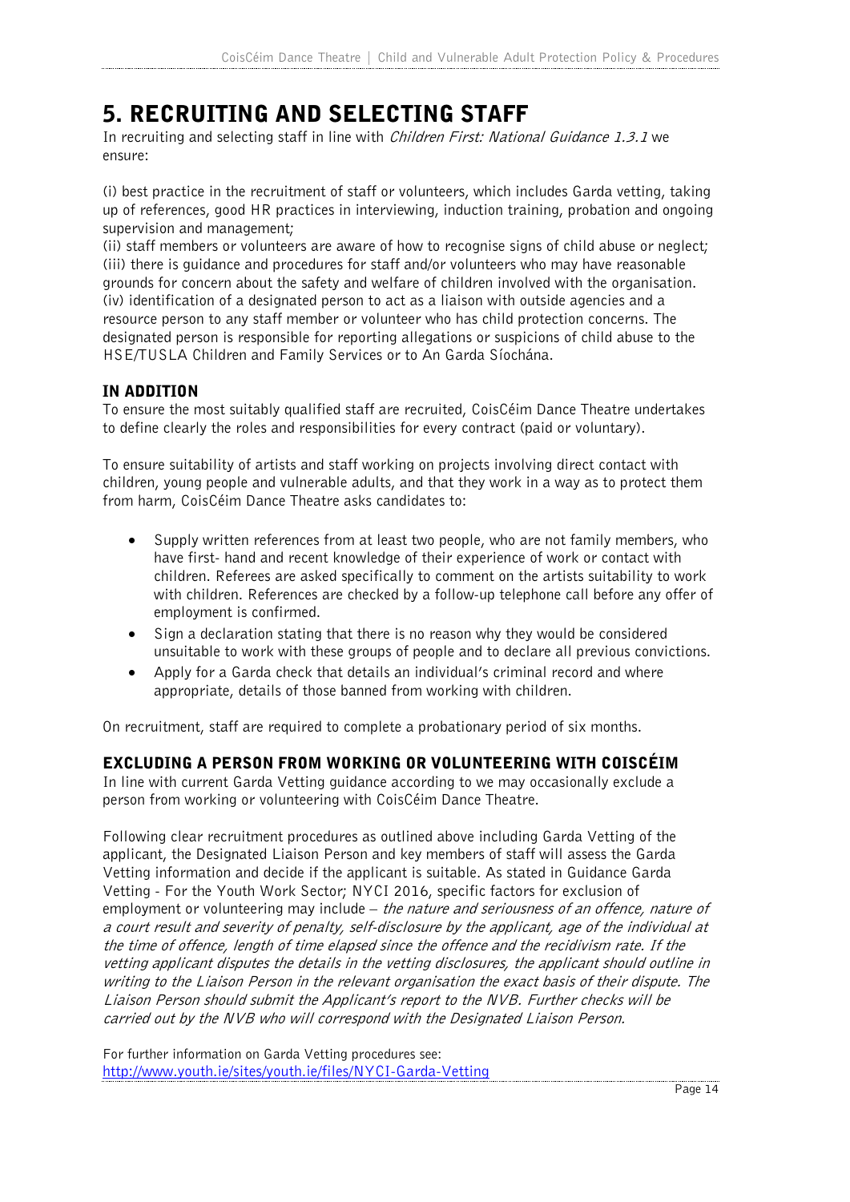# 5. RECRUITING AND SELECTING STAFF

In recruiting and selecting staff in line with *Children First: National Guidance 1.3.1* we ensure:

(i) best practice in the recruitment of staff or volunteers, which includes Garda vetting, taking up of references, good HR practices in interviewing, induction training, probation and ongoing supervision and management;
(ii) staff members or volunteers are aware of how to recognise signs of child abuse or neglect;
(iii) there is guidance and procedures for staff and/or volunteers who may have reasonable grounds for concern about the safety and welfare of children involved with the organisation.
(iv) identification of a designated person to act as a liaison with outside agencies and a resource person to any staff member or volunteer who has child protection concerns. The designated person is responsible for reporting allegations or suspicions of child abuse to the HSE/TUSLA Children and Family Services or to An Garda Síochána.

## IN ADDITION

To ensure the most suitably qualified staff are recruited, CoisCéim Dance Theatre undertakes to define clearly the roles and responsibilities for every contract (paid or voluntary).

To ensure suitability of artists and staff working on projects involving direct contact with children, young people and vulnerable adults, and that they work in a way as to protect them from harm, CoisCéim Dance Theatre asks candidates to:

- Supply written references from at least two people, who are not family members, who have first- hand and recent knowledge of their experience of work or contact with children. Referees are asked specifically to comment on the artists suitability to work with children. References are checked by a follow-up telephone call before any offer of employment is confirmed.
- Sign a declaration stating that there is no reason why they would be considered unsuitable to work with these groups of people and to declare all previous convictions.
- Apply for a Garda check that details an individual's criminal record and where appropriate, details of those banned from working with children.

On recruitment, staff are required to complete a probationary period of six months.

## EXCLUDING A PERSON FROM WORKING OR VOLUNTEERING WITH COISCÉIM

In line with current Garda Vetting guidance according to we may occasionally exclude a person from working or volunteering with CoisCéim Dance Theatre.

Following clear recruitment procedures as outlined above including Garda Vetting of the applicant, the Designated Liaison Person and key members of staff will assess the Garda Vetting information and decide if the applicant is suitable. As stated in Guidance Garda Vetting - For the Youth Work Sector; NYCI 2016, specific factors for exclusion of employment or volunteering may include – *the nature and seriousness of an offence, nature of a court result and severity of penalty, self-disclosure by the applicant, age of the individual at the time of offence, length of time elapsed since the offence and the recidivism rate. If the vetting applicant disputes the details in the vetting disclosures, the applicant should outline in writing to the Liaison Person in the relevant organisation the exact basis of their dispute. The Liaison Person should submit the Applicant's report to the NVB. Further checks will be carried out by the NVB who will correspond with the Designated Liaison Person.*

For further information on Garda Vetting procedures see:
http://www.youth.ie/sites/youth.ie/files/NYCI-Garda-Vetting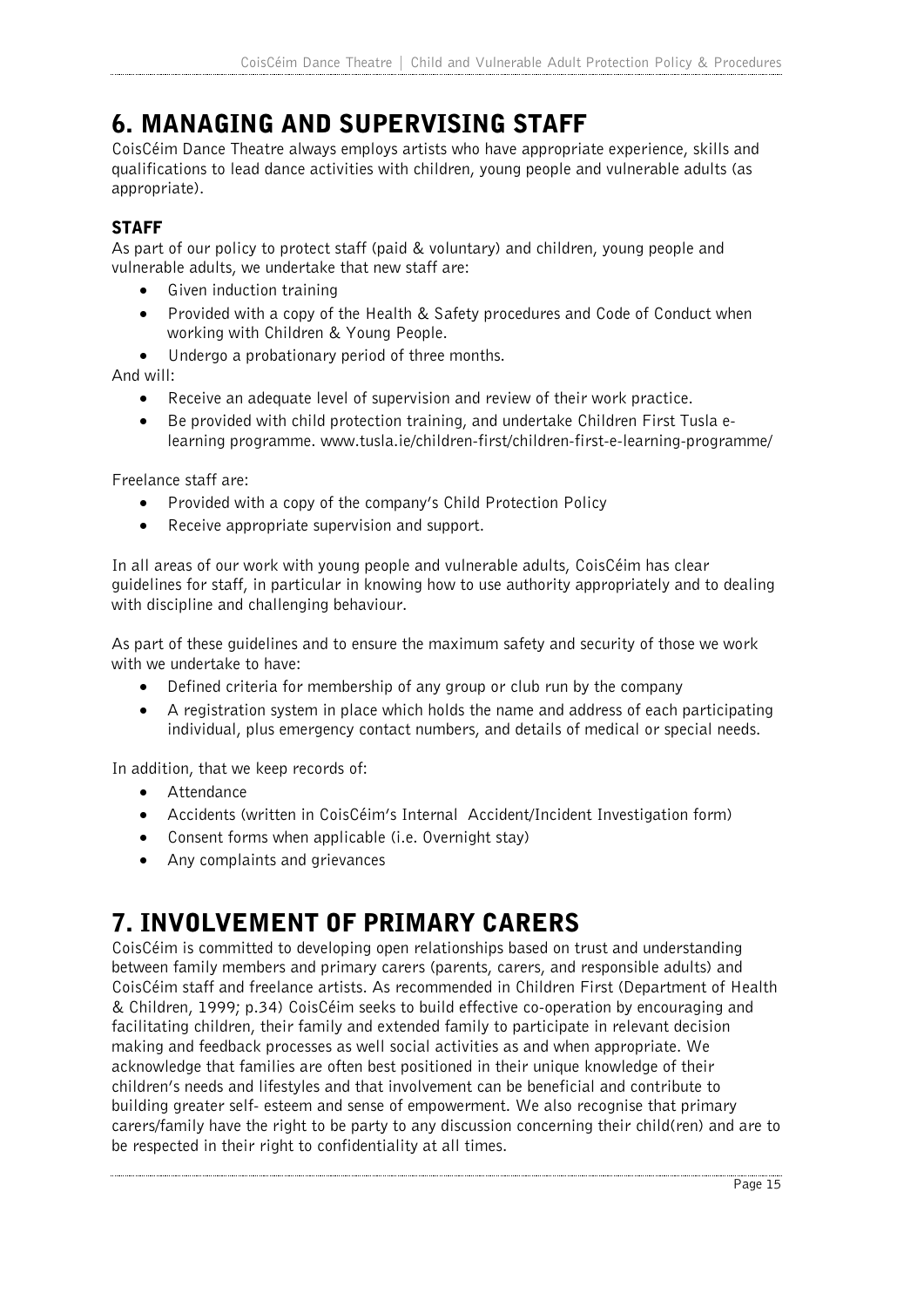# 6. MANAGING AND SUPERVISING STAFF

CoisCéim Dance Theatre always employs artists who have appropriate experience, skills and qualifications to lead dance activities with children, young people and vulnerable adults (as appropriate).

## STAFF

As part of our policy to protect staff (paid & voluntary) and children, young people and vulnerable adults, we undertake that new staff are:

- Given induction training
- Provided with a copy of the Health & Safety procedures and Code of Conduct when working with Children & Young People.
- Undergo a probationary period of three months.

And will:

- Receive an adequate level of supervision and review of their work practice.
- Be provided with child protection training, and undertake Children First Tusla e-learning programme. www.tusla.ie/children-first/children-first-e-learning-programme/

Freelance staff are:

- Provided with a copy of the company's Child Protection Policy
- Receive appropriate supervision and support.

In all areas of our work with young people and vulnerable adults, CoisCéim has clear guidelines for staff, in particular in knowing how to use authority appropriately and to dealing with discipline and challenging behaviour.

As part of these guidelines and to ensure the maximum safety and security of those we work with we undertake to have:

- Defined criteria for membership of any group or club run by the company
- A registration system in place which holds the name and address of each participating individual, plus emergency contact numbers, and details of medical or special needs.

In addition, that we keep records of:

- Attendance
- Accidents (written in CoisCéim's Internal Accident/Incident Investigation form)
- Consent forms when applicable (i.e. Overnight stay)
- Any complaints and grievances

# 7. INVOLVEMENT OF PRIMARY CARERS

CoisCéim is committed to developing open relationships based on trust and understanding between family members and primary carers (parents, carers, and responsible adults) and CoisCéim staff and freelance artists. As recommended in Children First (Department of Health & Children, 1999; p.34) CoisCéim seeks to build effective co-operation by encouraging and facilitating children, their family and extended family to participate in relevant decision making and feedback processes as well social activities as and when appropriate. We acknowledge that families are often best positioned in their unique knowledge of their children's needs and lifestyles and that involvement can be beneficial and contribute to building greater self- esteem and sense of empowerment. We also recognise that primary carers/family have the right to be party to any discussion concerning their child(ren) and are to be respected in their right to confidentiality at all times.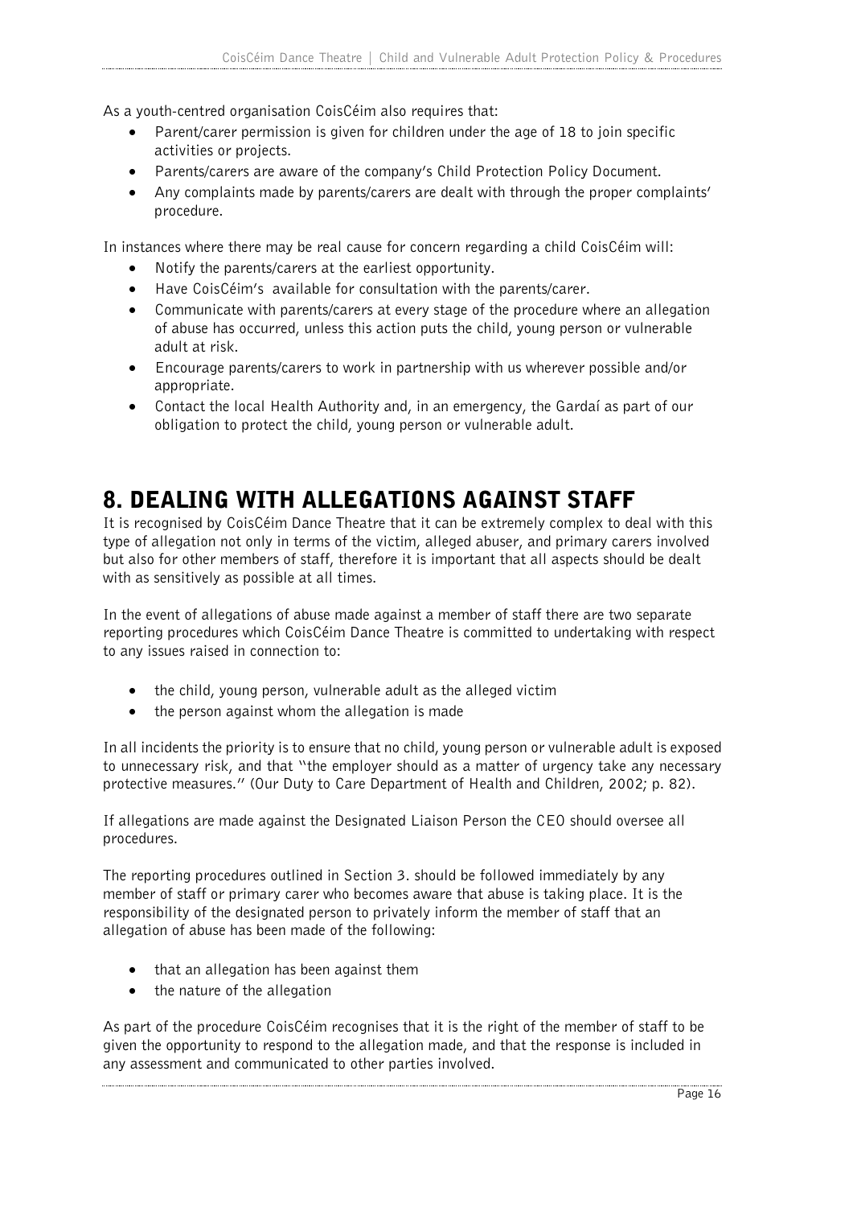As a youth-centred organisation CoisCéim also requires that:

- Parent/carer permission is given for children under the age of 18 to join specific activities or projects.
- Parents/carers are aware of the company's Child Protection Policy Document.
- Any complaints made by parents/carers are dealt with through the proper complaints' procedure.

In instances where there may be real cause for concern regarding a child CoisCéim will:

- Notify the parents/carers at the earliest opportunity.
- Have CoisCéim's available for consultation with the parents/carer.
- Communicate with parents/carers at every stage of the procedure where an allegation of abuse has occurred, unless this action puts the child, young person or vulnerable adult at risk.
- Encourage parents/carers to work in partnership with us wherever possible and/or appropriate.
- Contact the local Health Authority and, in an emergency, the Gardaí as part of our obligation to protect the child, young person or vulnerable adult.

# 8. DEALING WITH ALLEGATIONS AGAINST STAFF

It is recognised by CoisCéim Dance Theatre that it can be extremely complex to deal with this type of allegation not only in terms of the victim, alleged abuser, and primary carers involved but also for other members of staff, therefore it is important that all aspects should be dealt with as sensitively as possible at all times.

In the event of allegations of abuse made against a member of staff there are two separate reporting procedures which CoisCéim Dance Theatre is committed to undertaking with respect to any issues raised in connection to:

- the child, young person, vulnerable adult as the alleged victim
- the person against whom the allegation is made

In all incidents the priority is to ensure that no child, young person or vulnerable adult is exposed to unnecessary risk, and that "the employer should as a matter of urgency take any necessary protective measures." (Our Duty to Care Department of Health and Children, 2002; p. 82).

If allegations are made against the Designated Liaison Person the CEO should oversee all procedures.

The reporting procedures outlined in Section 3. should be followed immediately by any member of staff or primary carer who becomes aware that abuse is taking place. It is the responsibility of the designated person to privately inform the member of staff that an allegation of abuse has been made of the following:

- that an allegation has been against them
- the nature of the allegation

As part of the procedure CoisCéim recognises that it is the right of the member of staff to be given the opportunity to respond to the allegation made, and that the response is included in any assessment and communicated to other parties involved.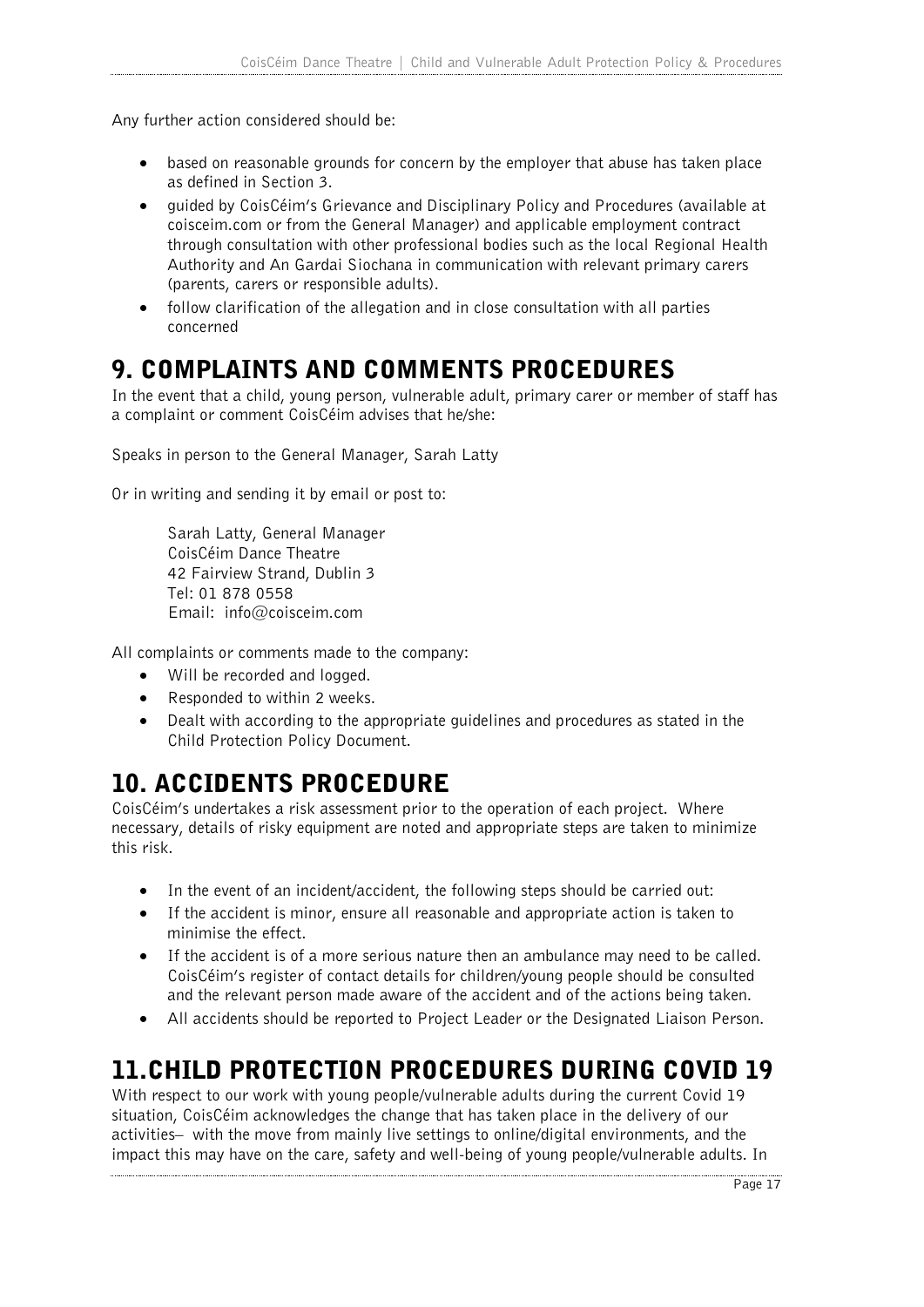Any further action considered should be:

- based on reasonable grounds for concern by the employer that abuse has taken place as defined in Section 3.
- guided by CoisCéim's Grievance and Disciplinary Policy and Procedures (available at coisceim.com or from the General Manager) and applicable employment contract through consultation with other professional bodies such as the local Regional Health Authority and An Gardai Siochana in communication with relevant primary carers (parents, carers or responsible adults).
- follow clarification of the allegation and in close consultation with all parties concerned

# 9. COMPLAINTS AND COMMENTS PROCEDURES

In the event that a child, young person, vulnerable adult, primary carer or member of staff has a complaint or comment CoisCéim advises that he/she:

Speaks in person to the General Manager, Sarah Latty

Or in writing and sending it by email or post to:

> Sarah Latty, General Manager
> CoisCéim Dance Theatre
> 42 Fairview Strand, Dublin 3
> Tel: 01 878 0558
> Email: info@coisceim.com

All complaints or comments made to the company:

- Will be recorded and logged.
- Responded to within 2 weeks.
- Dealt with according to the appropriate guidelines and procedures as stated in the Child Protection Policy Document.

# 10. ACCIDENTS PROCEDURE

CoisCéim's undertakes a risk assessment prior to the operation of each project. Where necessary, details of risky equipment are noted and appropriate steps are taken to minimize this risk.

- In the event of an incident/accident, the following steps should be carried out:
- If the accident is minor, ensure all reasonable and appropriate action is taken to minimise the effect.
- If the accident is of a more serious nature then an ambulance may need to be called. CoisCéim's register of contact details for children/young people should be consulted and the relevant person made aware of the accident and of the actions being taken.
- All accidents should be reported to Project Leader or the Designated Liaison Person.

# 11.CHILD PROTECTION PROCEDURES DURING COVID 19

With respect to our work with young people/vulnerable adults during the current Covid 19 situation, CoisCéim acknowledges the change that has taken place in the delivery of our activities– with the move from mainly live settings to online/digital environments, and the impact this may have on the care, safety and well-being of young people/vulnerable adults. In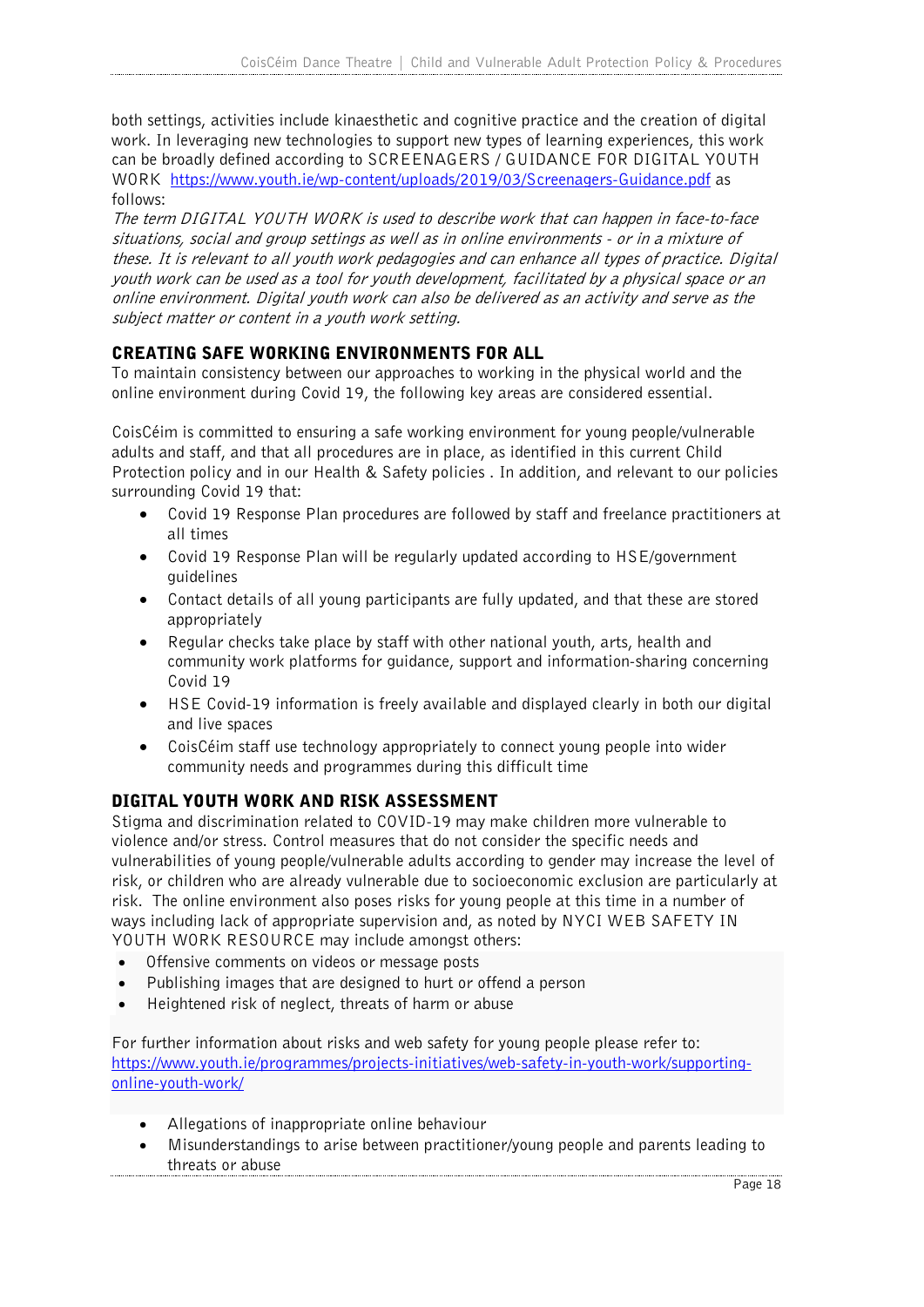both settings, activities include kinaesthetic and cognitive practice and the creation of digital work. In leveraging new technologies to support new types of learning experiences, this work can be broadly defined according to SCREENAGERS / GUIDANCE FOR DIGITAL YOUTH WORK [https://www.youth.ie/wp-content/uploads/2019/03/Screenagers-Guidance.pdf](https://www.youth.ie/wp-content/uploads/2019/03/Screenagers-Guidance.pdf) as follows:

*The term DIGITAL YOUTH WORK is used to describe work that can happen in face-to-face situations, social and group settings as well as in online environments - or in a mixture of these. It is relevant to all youth work pedagogies and can enhance all types of practice. Digital youth work can be used as a tool for youth development, facilitated by a physical space or an online environment. Digital youth work can also be delivered as an activity and serve as the subject matter or content in a youth work setting.*

## CREATING SAFE WORKING ENVIRONMENTS FOR ALL

To maintain consistency between our approaches to working in the physical world and the online environment during Covid 19, the following key areas are considered essential.

CoisCéim is committed to ensuring a safe working environment for young people/vulnerable adults and staff, and that all procedures are in place, as identified in this current Child Protection policy and in our Health & Safety policies . In addition, and relevant to our policies surrounding Covid 19 that:

- Covid 19 Response Plan procedures are followed by staff and freelance practitioners at all times
- Covid 19 Response Plan will be regularly updated according to HSE/government guidelines
- Contact details of all young participants are fully updated, and that these are stored appropriately
- Regular checks take place by staff with other national youth, arts, health and community work platforms for guidance, support and information-sharing concerning Covid 19
- HSE Covid-19 information is freely available and displayed clearly in both our digital and live spaces
- CoisCéim staff use technology appropriately to connect young people into wider community needs and programmes during this difficult time

## DIGITAL YOUTH WORK AND RISK ASSESSMENT

Stigma and discrimination related to COVID-19 may make children more vulnerable to violence and/or stress. Control measures that do not consider the specific needs and vulnerabilities of young people/vulnerable adults according to gender may increase the level of risk, or children who are already vulnerable due to socioeconomic exclusion are particularly at risk. The online environment also poses risks for young people at this time in a number of ways including lack of appropriate supervision and, as noted by NYCI WEB SAFETY IN YOUTH WORK RESOURCE may include amongst others:

- Offensive comments on videos or message posts
- Publishing images that are designed to hurt or offend a person
- Heightened risk of neglect, threats of harm or abuse

For further information about risks and web safety for young people please refer to: [https://www.youth.ie/programmes/projects-initiatives/web-safety-in-youth-work/supporting-online-youth-work/](https://www.youth.ie/programmes/projects-initiatives/web-safety-in-youth-work/supporting-online-youth-work/)

- Allegations of inappropriate online behaviour
- Misunderstandings to arise between practitioner/young people and parents leading to threats or abuse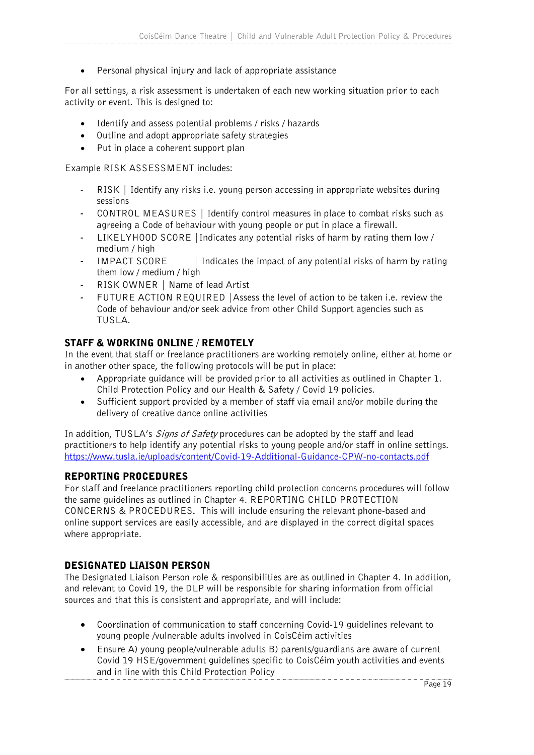- Personal physical injury and lack of appropriate assistance

For all settings, a risk assessment is undertaken of each new working situation prior to each activity or event. This is designed to:

- Identify and assess potential problems / risks / hazards
- Outline and adopt appropriate safety strategies
- Put in place a coherent support plan

Example RISK ASSESSMENT includes:

- RISK | Identify any risks i.e. young person accessing in appropriate websites during sessions
- CONTROL MEASURES | Identify control measures in place to combat risks such as agreeing a Code of behaviour with young people or put in place a firewall.
- LIKELYHOOD SCORE | Indicates any potential risks of harm by rating them low / medium / high
- IMPACT SCORE | Indicates the impact of any potential risks of harm by rating them low / medium / high
- RISK OWNER | Name of lead Artist
- FUTURE ACTION REQUIRED | Assess the level of action to be taken i.e. review the Code of behaviour and/or seek advice from other Child Support agencies such as TUSLA.

## STAFF & WORKING ONLINE / REMOTELY

In the event that staff or freelance practitioners are working remotely online, either at home or in another other space, the following protocols will be put in place:

- Appropriate guidance will be provided prior to all activities as outlined in Chapter 1. Child Protection Policy and our Health & Safety / Covid 19 policies.
- Sufficient support provided by a member of staff via email and/or mobile during the delivery of creative dance online activities

In addition, TUSLA's *Signs of Safety* procedures can be adopted by the staff and lead practitioners to help identify any potential risks to young people and/or staff in online settings. https://www.tusla.ie/uploads/content/Covid-19-Additional-Guidance-CPW-no-contacts.pdf

## REPORTING PROCEDURES

For staff and freelance practitioners reporting child protection concerns procedures will follow the same guidelines as outlined in Chapter 4. REPORTING CHILD PROTECTION CONCERNS & PROCEDURES. This will include ensuring the relevant phone-based and online support services are easily accessible, and are displayed in the correct digital spaces where appropriate.

## DESIGNATED LIAISON PERSON

The Designated Liaison Person role & responsibilities are as outlined in Chapter 4. In addition, and relevant to Covid 19, the DLP will be responsible for sharing information from official sources and that this is consistent and appropriate, and will include:

- Coordination of communication to staff concerning Covid-19 guidelines relevant to young people /vulnerable adults involved in CoisCéim activities
- Ensure A) young people/vulnerable adults B) parents/guardians are aware of current Covid 19 HSE/government guidelines specific to CoisCéim youth activities and events and in line with this Child Protection Policy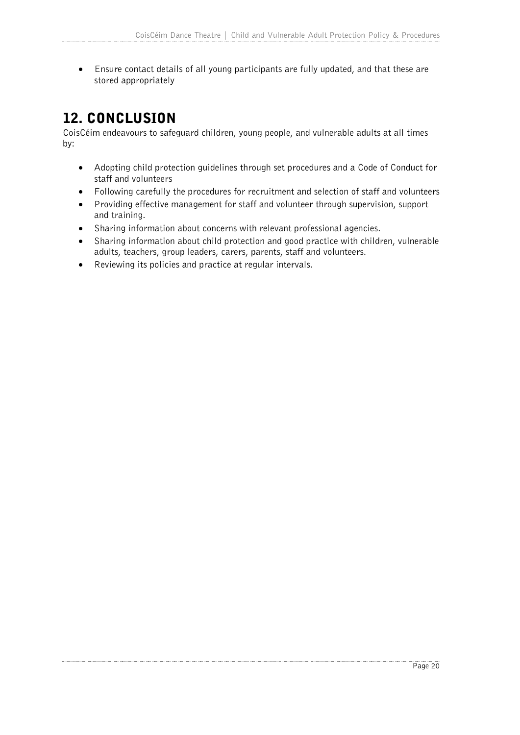- Ensure contact details of all young participants are fully updated, and that these are stored appropriately

## 12. CONCLUSION

CoisCéim endeavours to safeguard children, young people, and vulnerable adults at all times by:

- Adopting child protection guidelines through set procedures and a Code of Conduct for staff and volunteers
- Following carefully the procedures for recruitment and selection of staff and volunteers
- Providing effective management for staff and volunteer through supervision, support and training.
- Sharing information about concerns with relevant professional agencies.
- Sharing information about child protection and good practice with children, vulnerable adults, teachers, group leaders, carers, parents, staff and volunteers.
- Reviewing its policies and practice at regular intervals.